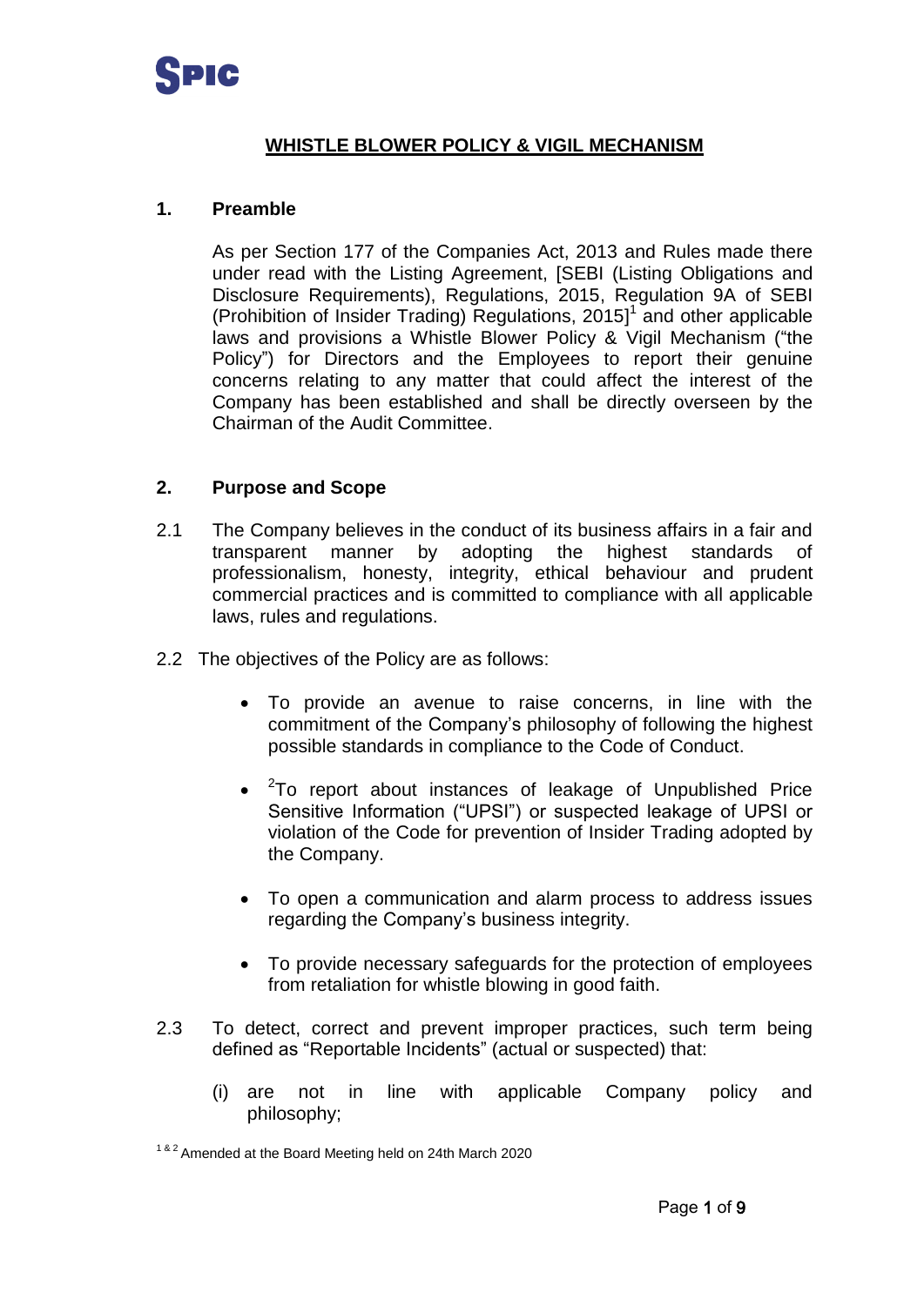# WHISTLE BLOWER POLICY & VIGIL MECHANISM

## 1. Preamble

As per Section 177 of the Companies Act, 2013 and Rules made there under read with the Listing Agreement, [SEBI (Listing Obligations and Disclosure Requirements), Regulations, 2015, Regulation 9A of SEBI (Prohibition of Insider Trading) Regulations, 2015][1] and other applicable laws and provisions a Whistle Blower Policy & Vigil Mechanism ("the Policy") for Directors and the Employees to report their genuine concerns relating to any matter that could affect the interest of the Company has been established and shall be directly overseen by the Chairman of the Audit Committee.

## 2. Purpose and Scope

2.1 The Company believes in the conduct of its business affairs in a fair and transparent manner by adopting the highest standards of professionalism, honesty, integrity, ethical behaviour and prudent commercial practices and is committed to compliance with all applicable laws, rules and regulations.

2.2 The objectives of the Policy are as follows:

- To provide an avenue to raise concerns, in line with the commitment of the Company's philosophy of following the highest possible standards in compliance to the Code of Conduct.
- [2]To report about instances of leakage of Unpublished Price Sensitive Information ("UPSI") or suspected leakage of UPSI or violation of the Code for prevention of Insider Trading adopted by the Company.
- To open a communication and alarm process to address issues regarding the Company's business integrity.
- To provide necessary safeguards for the protection of employees from retaliation for whistle blowing in good faith.

2.3 To detect, correct and prevent improper practices, such term being defined as "Reportable Incidents" (actual or suspected) that:

(i) are not in line with applicable Company policy and philosophy;

[1 & 2] Amended at the Board Meeting held on 24th March 2020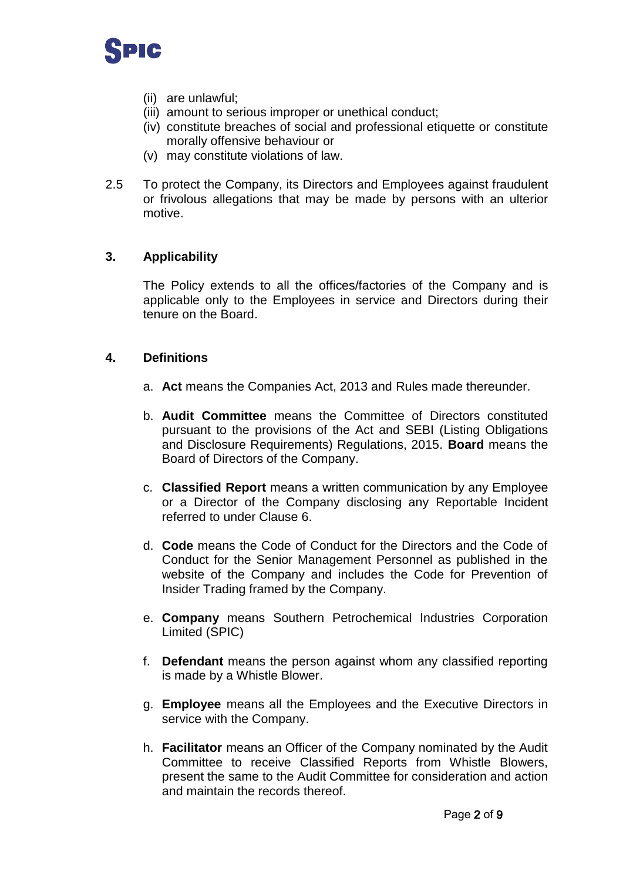(ii) are unlawful;
(iii) amount to serious improper or unethical conduct;
(iv) constitute breaches of social and professional etiquette or constitute morally offensive behaviour or
(v) may constitute violations of law.

2.5 To protect the Company, its Directors and Employees against fraudulent or frivolous allegations that may be made by persons with an ulterior motive.

## 3. Applicability

The Policy extends to all the offices/factories of the Company and is applicable only to the Employees in service and Directors during their tenure on the Board.

## 4. Definitions

a. **Act** means the Companies Act, 2013 and Rules made thereunder.

b. **Audit Committee** means the Committee of Directors constituted pursuant to the provisions of the Act and SEBI (Listing Obligations and Disclosure Requirements) Regulations, 2015. **Board** means the Board of Directors of the Company.

c. **Classified Report** means a written communication by any Employee or a Director of the Company disclosing any Reportable Incident referred to under Clause 6.

d. **Code** means the Code of Conduct for the Directors and the Code of Conduct for the Senior Management Personnel as published in the website of the Company and includes the Code for Prevention of Insider Trading framed by the Company.

e. **Company** means Southern Petrochemical Industries Corporation Limited (SPIC)

f. **Defendant** means the person against whom any classified reporting is made by a Whistle Blower.

g. **Employee** means all the Employees and the Executive Directors in service with the Company.

h. **Facilitator** means an Officer of the Company nominated by the Audit Committee to receive Classified Reports from Whistle Blowers, present the same to the Audit Committee for consideration and action and maintain the records thereof.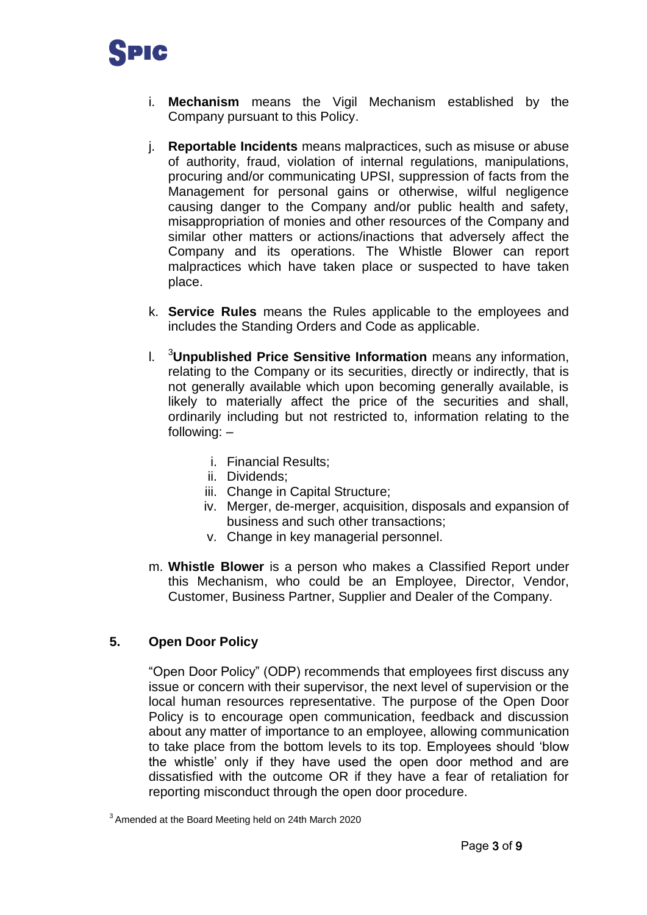i. **Mechanism** means the Vigil Mechanism established by the Company pursuant to this Policy.

j. **Reportable Incidents** means malpractices, such as misuse or abuse of authority, fraud, violation of internal regulations, manipulations, procuring and/or communicating UPSI, suppression of facts from the Management for personal gains or otherwise, wilful negligence causing danger to the Company and/or public health and safety, misappropriation of monies and other resources of the Company and similar other matters or actions/inactions that adversely affect the Company and its operations. The Whistle Blower can report malpractices which have taken place or suspected to have taken place.

k. **Service Rules** means the Rules applicable to the employees and includes the Standing Orders and Code as applicable.

l. [3]**Unpublished Price Sensitive Information** means any information, relating to the Company or its securities, directly or indirectly, that is not generally available which upon becoming generally available, is likely to materially affect the price of the securities and shall, ordinarily including but not restricted to, information relating to the following: –

   i. Financial Results;
   ii. Dividends;
   iii. Change in Capital Structure;
   iv. Merger, de-merger, acquisition, disposals and expansion of business and such other transactions;
   v. Change in key managerial personnel.

m. **Whistle Blower** is a person who makes a Classified Report under this Mechanism, who could be an Employee, Director, Vendor, Customer, Business Partner, Supplier and Dealer of the Company.

## 5. Open Door Policy

"Open Door Policy" (ODP) recommends that employees first discuss any issue or concern with their supervisor, the next level of supervision or the local human resources representative. The purpose of the Open Door Policy is to encourage open communication, feedback and discussion about any matter of importance to an employee, allowing communication to take place from the bottom levels to its top. Employees should 'blow the whistle' only if they have used the open door method and are dissatisfied with the outcome OR if they have a fear of retaliation for reporting misconduct through the open door procedure.

[3] Amended at the Board Meeting held on 24th March 2020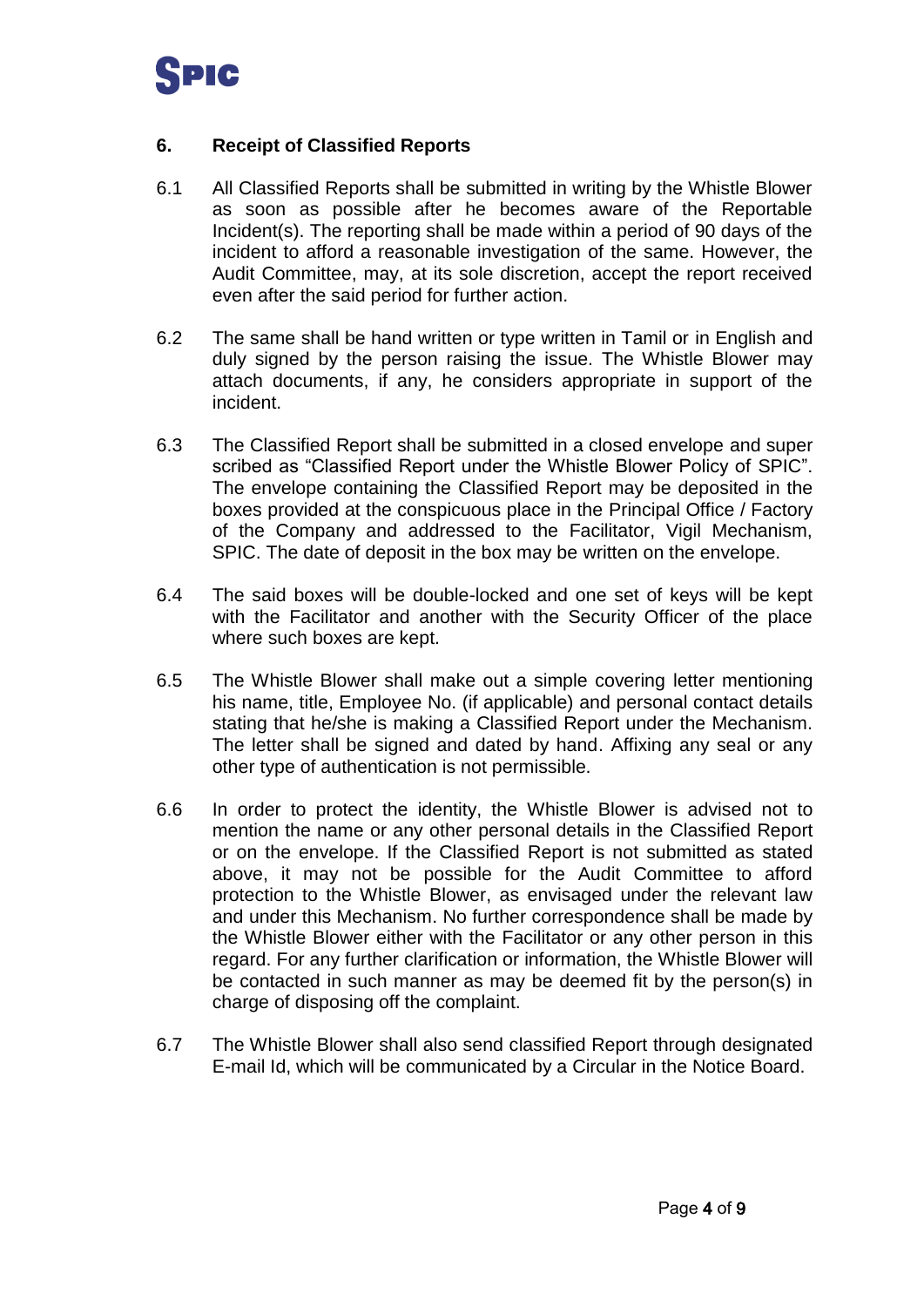## 6. Receipt of Classified Reports

6.1 All Classified Reports shall be submitted in writing by the Whistle Blower as soon as possible after he becomes aware of the Reportable Incident(s). The reporting shall be made within a period of 90 days of the incident to afford a reasonable investigation of the same. However, the Audit Committee, may, at its sole discretion, accept the report received even after the said period for further action.

6.2 The same shall be hand written or type written in Tamil or in English and duly signed by the person raising the issue. The Whistle Blower may attach documents, if any, he considers appropriate in support of the incident.

6.3 The Classified Report shall be submitted in a closed envelope and super scribed as "Classified Report under the Whistle Blower Policy of SPIC". The envelope containing the Classified Report may be deposited in the boxes provided at the conspicuous place in the Principal Office / Factory of the Company and addressed to the Facilitator, Vigil Mechanism, SPIC. The date of deposit in the box may be written on the envelope.

6.4 The said boxes will be double-locked and one set of keys will be kept with the Facilitator and another with the Security Officer of the place where such boxes are kept.

6.5 The Whistle Blower shall make out a simple covering letter mentioning his name, title, Employee No. (if applicable) and personal contact details stating that he/she is making a Classified Report under the Mechanism. The letter shall be signed and dated by hand. Affixing any seal or any other type of authentication is not permissible.

6.6 In order to protect the identity, the Whistle Blower is advised not to mention the name or any other personal details in the Classified Report or on the envelope. If the Classified Report is not submitted as stated above, it may not be possible for the Audit Committee to afford protection to the Whistle Blower, as envisaged under the relevant law and under this Mechanism. No further correspondence shall be made by the Whistle Blower either with the Facilitator or any other person in this regard. For any further clarification or information, the Whistle Blower will be contacted in such manner as may be deemed fit by the person(s) in charge of disposing off the complaint.

6.7 The Whistle Blower shall also send classified Report through designated E-mail Id, which will be communicated by a Circular in the Notice Board.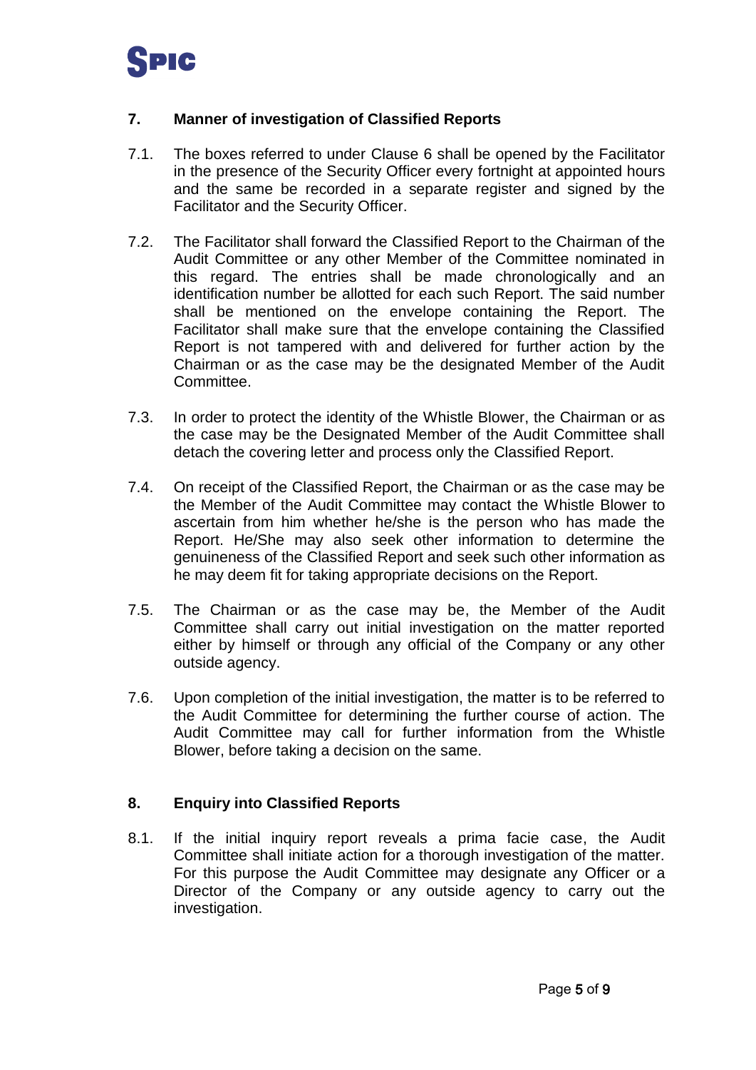## 7. Manner of investigation of Classified Reports

7.1. The boxes referred to under Clause 6 shall be opened by the Facilitator in the presence of the Security Officer every fortnight at appointed hours and the same be recorded in a separate register and signed by the Facilitator and the Security Officer.

7.2. The Facilitator shall forward the Classified Report to the Chairman of the Audit Committee or any other Member of the Committee nominated in this regard. The entries shall be made chronologically and an identification number be allotted for each such Report. The said number shall be mentioned on the envelope containing the Report. The Facilitator shall make sure that the envelope containing the Classified Report is not tampered with and delivered for further action by the Chairman or as the case may be the designated Member of the Audit Committee.

7.3. In order to protect the identity of the Whistle Blower, the Chairman or as the case may be the Designated Member of the Audit Committee shall detach the covering letter and process only the Classified Report.

7.4. On receipt of the Classified Report, the Chairman or as the case may be the Member of the Audit Committee may contact the Whistle Blower to ascertain from him whether he/she is the person who has made the Report. He/She may also seek other information to determine the genuineness of the Classified Report and seek such other information as he may deem fit for taking appropriate decisions on the Report.

7.5. The Chairman or as the case may be, the Member of the Audit Committee shall carry out initial investigation on the matter reported either by himself or through any official of the Company or any other outside agency.

7.6. Upon completion of the initial investigation, the matter is to be referred to the Audit Committee for determining the further course of action. The Audit Committee may call for further information from the Whistle Blower, before taking a decision on the same.

## 8. Enquiry into Classified Reports

8.1. If the initial inquiry report reveals a prima facie case, the Audit Committee shall initiate action for a thorough investigation of the matter. For this purpose the Audit Committee may designate any Officer or a Director of the Company or any outside agency to carry out the investigation.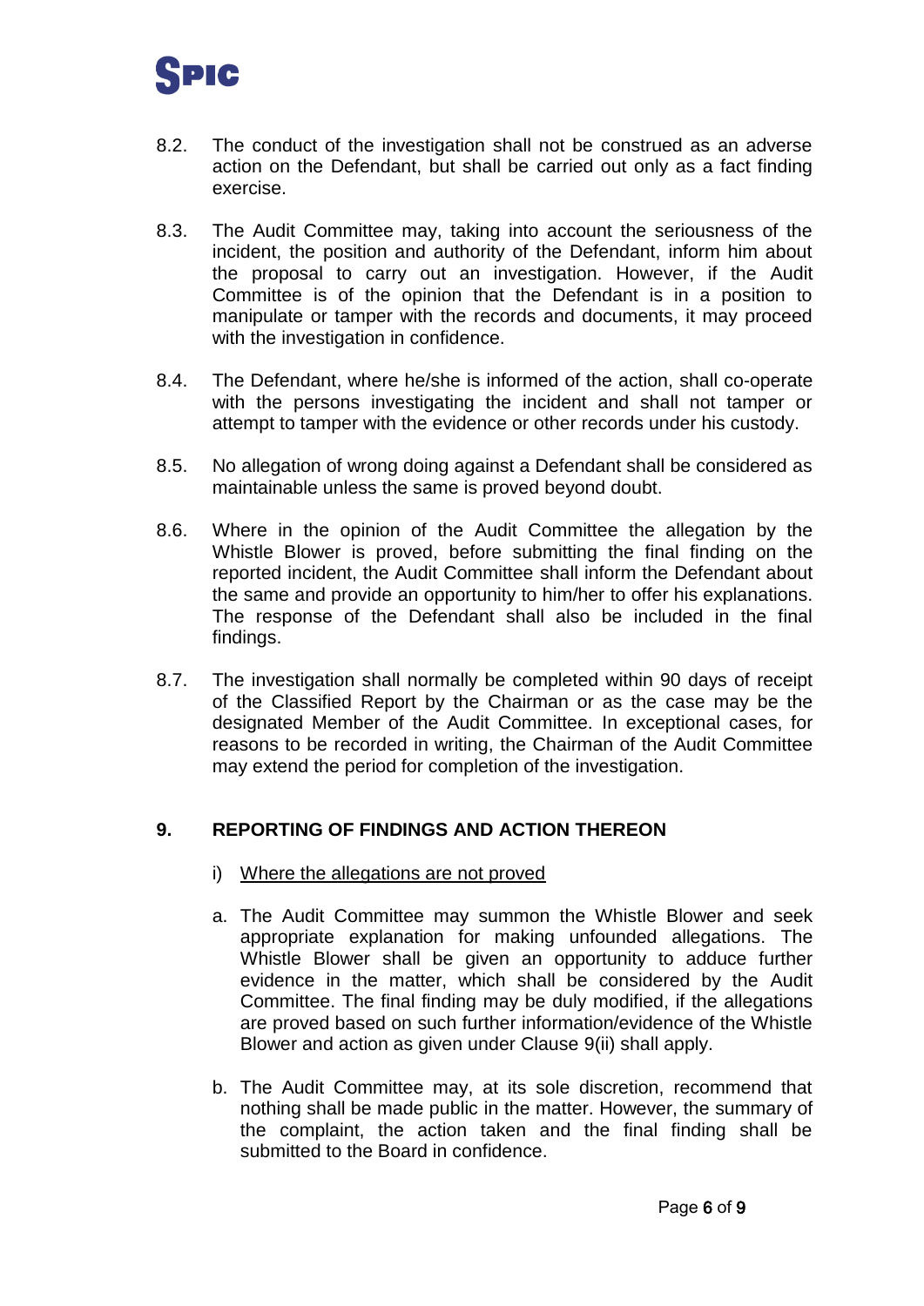8.2. The conduct of the investigation shall not be construed as an adverse action on the Defendant, but shall be carried out only as a fact finding exercise.

8.3. The Audit Committee may, taking into account the seriousness of the incident, the position and authority of the Defendant, inform him about the proposal to carry out an investigation. However, if the Audit Committee is of the opinion that the Defendant is in a position to manipulate or tamper with the records and documents, it may proceed with the investigation in confidence.

8.4. The Defendant, where he/she is informed of the action, shall co-operate with the persons investigating the incident and shall not tamper or attempt to tamper with the evidence or other records under his custody.

8.5. No allegation of wrong doing against a Defendant shall be considered as maintainable unless the same is proved beyond doubt.

8.6. Where in the opinion of the Audit Committee the allegation by the Whistle Blower is proved, before submitting the final finding on the reported incident, the Audit Committee shall inform the Defendant about the same and provide an opportunity to him/her to offer his explanations. The response of the Defendant shall also be included in the final findings.

8.7. The investigation shall normally be completed within 90 days of receipt of the Classified Report by the Chairman or as the case may be the designated Member of the Audit Committee. In exceptional cases, for reasons to be recorded in writing, the Chairman of the Audit Committee may extend the period for completion of the investigation.

## 9. REPORTING OF FINDINGS AND ACTION THEREON

i) Where the allegations are not proved

a. The Audit Committee may summon the Whistle Blower and seek appropriate explanation for making unfounded allegations. The Whistle Blower shall be given an opportunity to adduce further evidence in the matter, which shall be considered by the Audit Committee. The final finding may be duly modified, if the allegations are proved based on such further information/evidence of the Whistle Blower and action as given under Clause 9(ii) shall apply.

b. The Audit Committee may, at its sole discretion, recommend that nothing shall be made public in the matter. However, the summary of the complaint, the action taken and the final finding shall be submitted to the Board in confidence.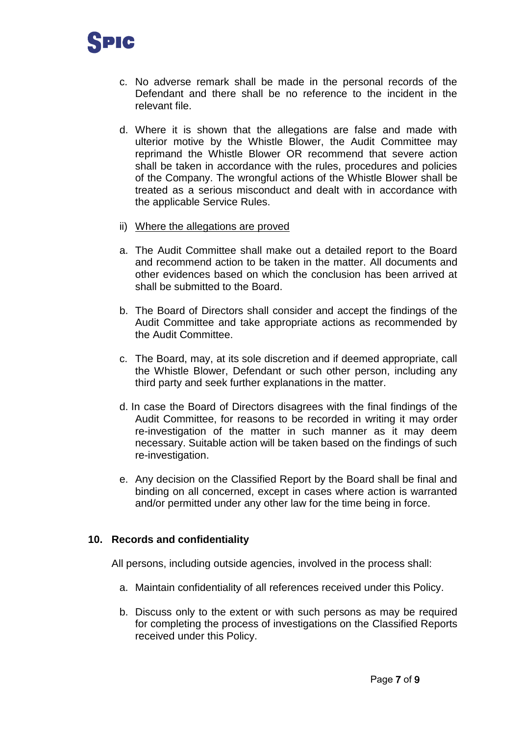c. No adverse remark shall be made in the personal records of the Defendant and there shall be no reference to the incident in the relevant file.

d. Where it is shown that the allegations are false and made with ulterior motive by the Whistle Blower, the Audit Committee may reprimand the Whistle Blower OR recommend that severe action shall be taken in accordance with the rules, procedures and policies of the Company. The wrongful actions of the Whistle Blower shall be treated as a serious misconduct and dealt with in accordance with the applicable Service Rules.

ii) <u>Where the allegations are proved</u>

a. The Audit Committee shall make out a detailed report to the Board and recommend action to be taken in the matter. All documents and other evidences based on which the conclusion has been arrived at shall be submitted to the Board.

b. The Board of Directors shall consider and accept the findings of the Audit Committee and take appropriate actions as recommended by the Audit Committee.

c. The Board, may, at its sole discretion and if deemed appropriate, call the Whistle Blower, Defendant or such other person, including any third party and seek further explanations in the matter.

d. In case the Board of Directors disagrees with the final findings of the Audit Committee, for reasons to be recorded in writing it may order re-investigation of the matter in such manner as it may deem necessary. Suitable action will be taken based on the findings of such re-investigation.

e. Any decision on the Classified Report by the Board shall be final and binding on all concerned, except in cases where action is warranted and/or permitted under any other law for the time being in force.

**10. Records and confidentiality**

All persons, including outside agencies, involved in the process shall:

a. Maintain confidentiality of all references received under this Policy.

b. Discuss only to the extent or with such persons as may be required for completing the process of investigations on the Classified Reports received under this Policy.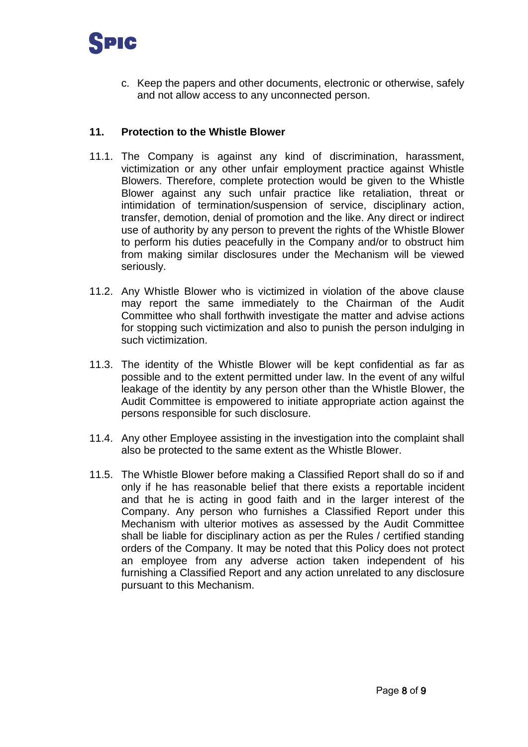c. Keep the papers and other documents, electronic or otherwise, safely and not allow access to any unconnected person.

## 11. Protection to the Whistle Blower

11.1. The Company is against any kind of discrimination, harassment, victimization or any other unfair employment practice against Whistle Blowers. Therefore, complete protection would be given to the Whistle Blower against any such unfair practice like retaliation, threat or intimidation of termination/suspension of service, disciplinary action, transfer, demotion, denial of promotion and the like. Any direct or indirect use of authority by any person to prevent the rights of the Whistle Blower to perform his duties peacefully in the Company and/or to obstruct him from making similar disclosures under the Mechanism will be viewed seriously.

11.2. Any Whistle Blower who is victimized in violation of the above clause may report the same immediately to the Chairman of the Audit Committee who shall forthwith investigate the matter and advise actions for stopping such victimization and also to punish the person indulging in such victimization.

11.3. The identity of the Whistle Blower will be kept confidential as far as possible and to the extent permitted under law. In the event of any wilful leakage of the identity by any person other than the Whistle Blower, the Audit Committee is empowered to initiate appropriate action against the persons responsible for such disclosure.

11.4. Any other Employee assisting in the investigation into the complaint shall also be protected to the same extent as the Whistle Blower.

11.5. The Whistle Blower before making a Classified Report shall do so if and only if he has reasonable belief that there exists a reportable incident and that he is acting in good faith and in the larger interest of the Company. Any person who furnishes a Classified Report under this Mechanism with ulterior motives as assessed by the Audit Committee shall be liable for disciplinary action as per the Rules / certified standing orders of the Company. It may be noted that this Policy does not protect an employee from any adverse action taken independent of his furnishing a Classified Report and any action unrelated to any disclosure pursuant to this Mechanism.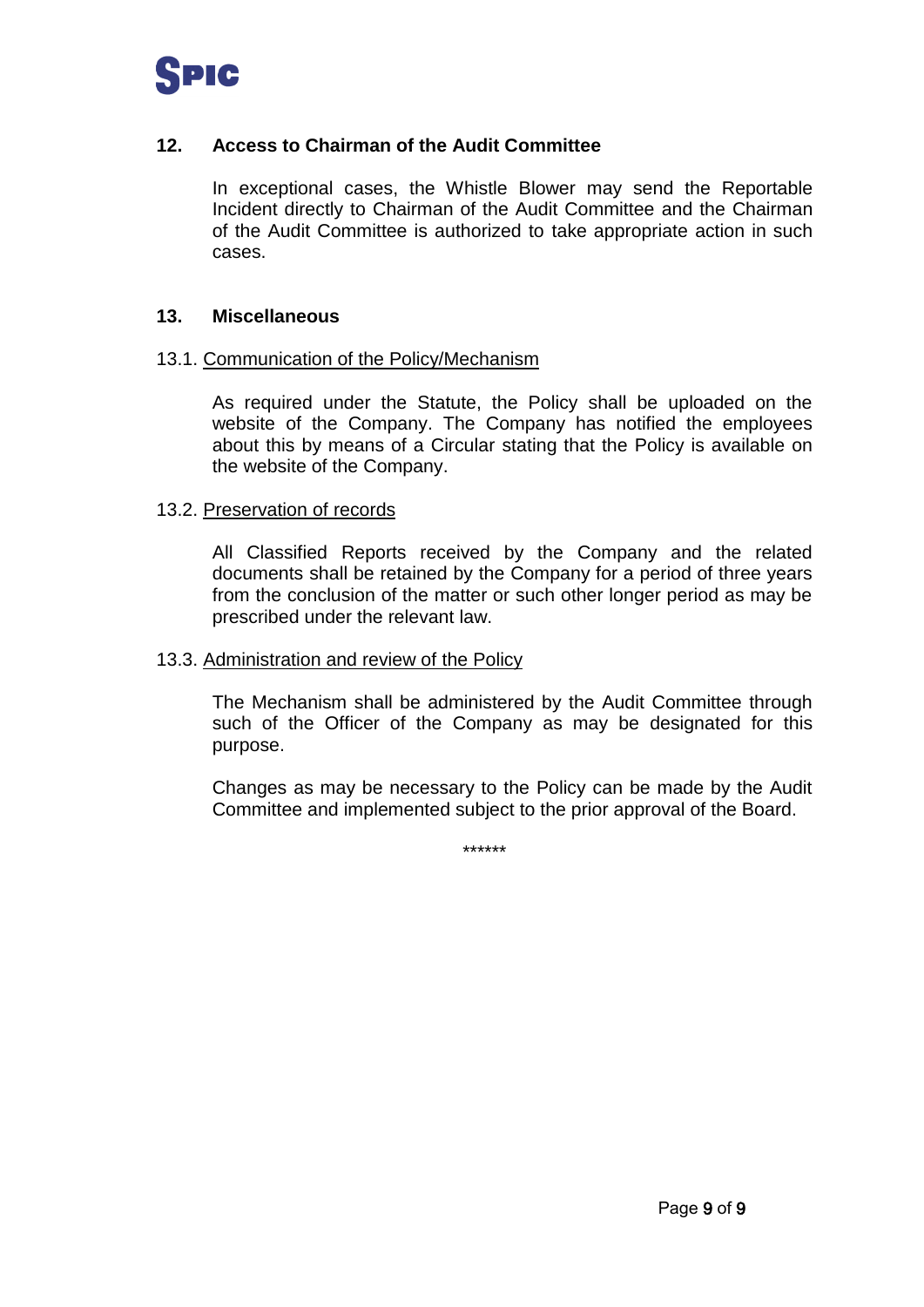## 12. Access to Chairman of the Audit Committee

In exceptional cases, the Whistle Blower may send the Reportable Incident directly to Chairman of the Audit Committee and the Chairman of the Audit Committee is authorized to take appropriate action in such cases.

## 13. Miscellaneous

13.1. Communication of the Policy/Mechanism

As required under the Statute, the Policy shall be uploaded on the website of the Company. The Company has notified the employees about this by means of a Circular stating that the Policy is available on the website of the Company.

13.2. Preservation of records

All Classified Reports received by the Company and the related documents shall be retained by the Company for a period of three years from the conclusion of the matter or such other longer period as may be prescribed under the relevant law.

13.3. Administration and review of the Policy

The Mechanism shall be administered by the Audit Committee through such of the Officer of the Company as may be designated for this purpose.

Changes as may be necessary to the Policy can be made by the Audit Committee and implemented subject to the prior approval of the Board.

******